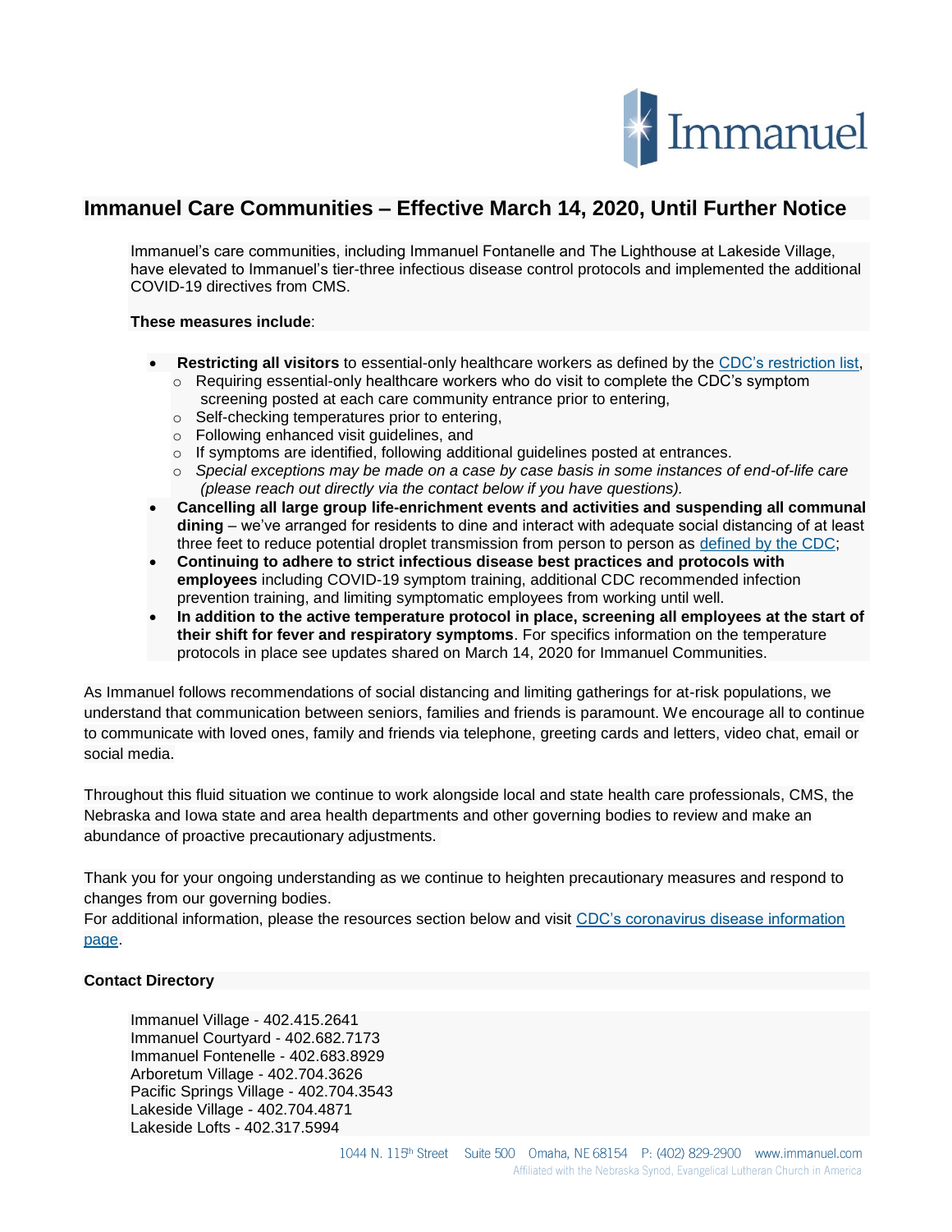# Immanuel Care Communities – Effective March 14, 2020, Until Further Notice

Immanuel's care communities, including Immanuel Fontanelle and The Lighthouse at Lakeside Village, have elevated to Immanuel's tier-three infectious disease control protocols and implemented the additional COVID-19 directives from CMS.

**These measures include**:

- **Restricting all visitors** to essential-only healthcare workers as defined by the CDC's restriction list,
  - Requiring essential-only healthcare workers who do visit to complete the CDC's symptom screening posted at each care community entrance prior to entering,
  - Self-checking temperatures prior to entering,
  - Following enhanced visit guidelines, and
  - If symptoms are identified, following additional guidelines posted at entrances.
  - *Special exceptions may be made on a case by case basis in some instances of end-of-life care (please reach out directly via the contact below if you have questions).*
- **Cancelling all large group life-enrichment events and activities and suspending all communal dining** – we've arranged for residents to dine and interact with adequate social distancing of at least three feet to reduce potential droplet transmission from person to person as defined by the CDC;
- **Continuing to adhere to strict infectious disease best practices and protocols with employees** including COVID-19 symptom training, additional CDC recommended infection prevention training, and limiting symptomatic employees from working until well.
- **In addition to the active temperature protocol in place, screening all employees at the start of their shift for fever and respiratory symptoms**. For specifics information on the temperature protocols in place see updates shared on March 14, 2020 for Immanuel Communities.

As Immanuel follows recommendations of social distancing and limiting gatherings for at-risk populations, we understand that communication between seniors, families and friends is paramount. We encourage all to continue to communicate with loved ones, family and friends via telephone, greeting cards and letters, video chat, email or social media.

Throughout this fluid situation we continue to work alongside local and state health care professionals, CMS, the Nebraska and Iowa state and area health departments and other governing bodies to review and make an abundance of proactive precautionary adjustments.

Thank you for your ongoing understanding as we continue to heighten precautionary measures and respond to changes from our governing bodies.
For additional information, please the resources section below and visit CDC's coronavirus disease information page.

**Contact Directory**

Immanuel Village - 402.415.2641
Immanuel Courtyard - 402.682.7173
Immanuel Fontenelle - 402.683.8929
Arboretum Village - 402.704.3626
Pacific Springs Village - 402.704.3543
Lakeside Village - 402.704.4871
Lakeside Lofts - 402.317.5994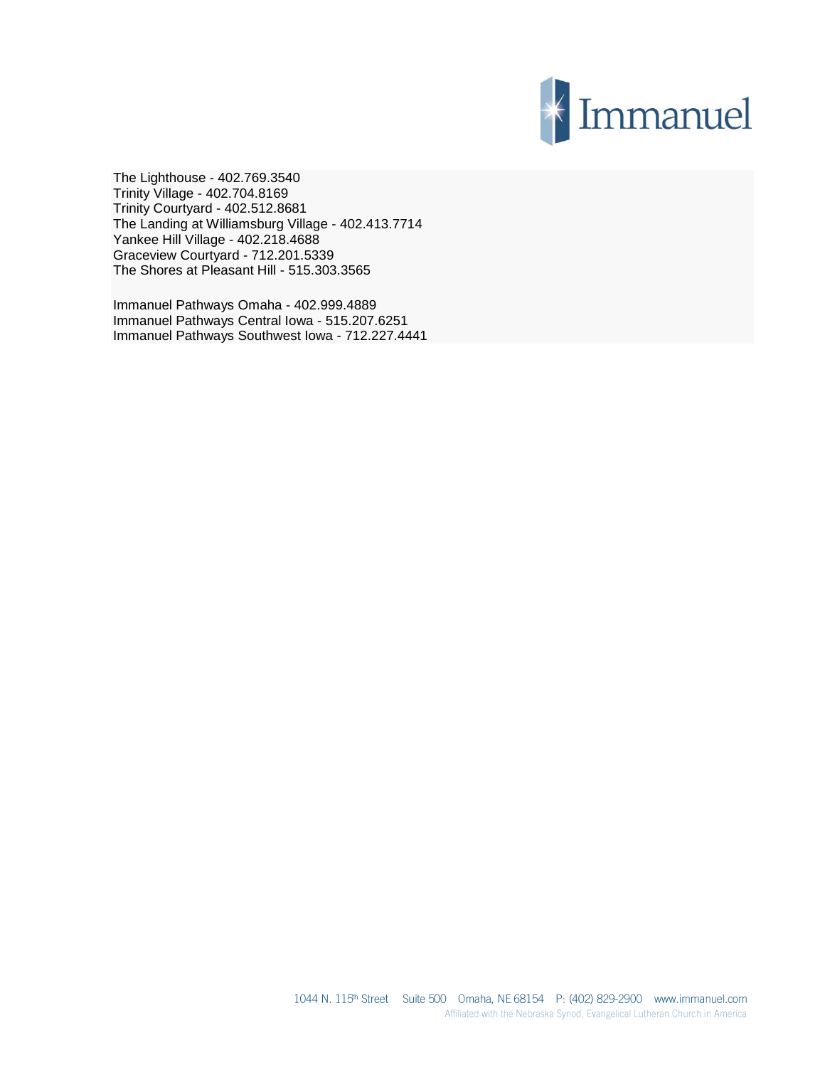The Lighthouse - 402.769.3540
Trinity Village - 402.704.8169
Trinity Courtyard - 402.512.8681
The Landing at Williamsburg Village - 402.413.7714
Yankee Hill Village - 402.218.4688
Graceview Courtyard - 712.201.5339
The Shores at Pleasant Hill - 515.303.3565

Immanuel Pathways Omaha - 402.999.4889
Immanuel Pathways Central Iowa - 515.207.6251
Immanuel Pathways Southwest Iowa - 712.227.4441